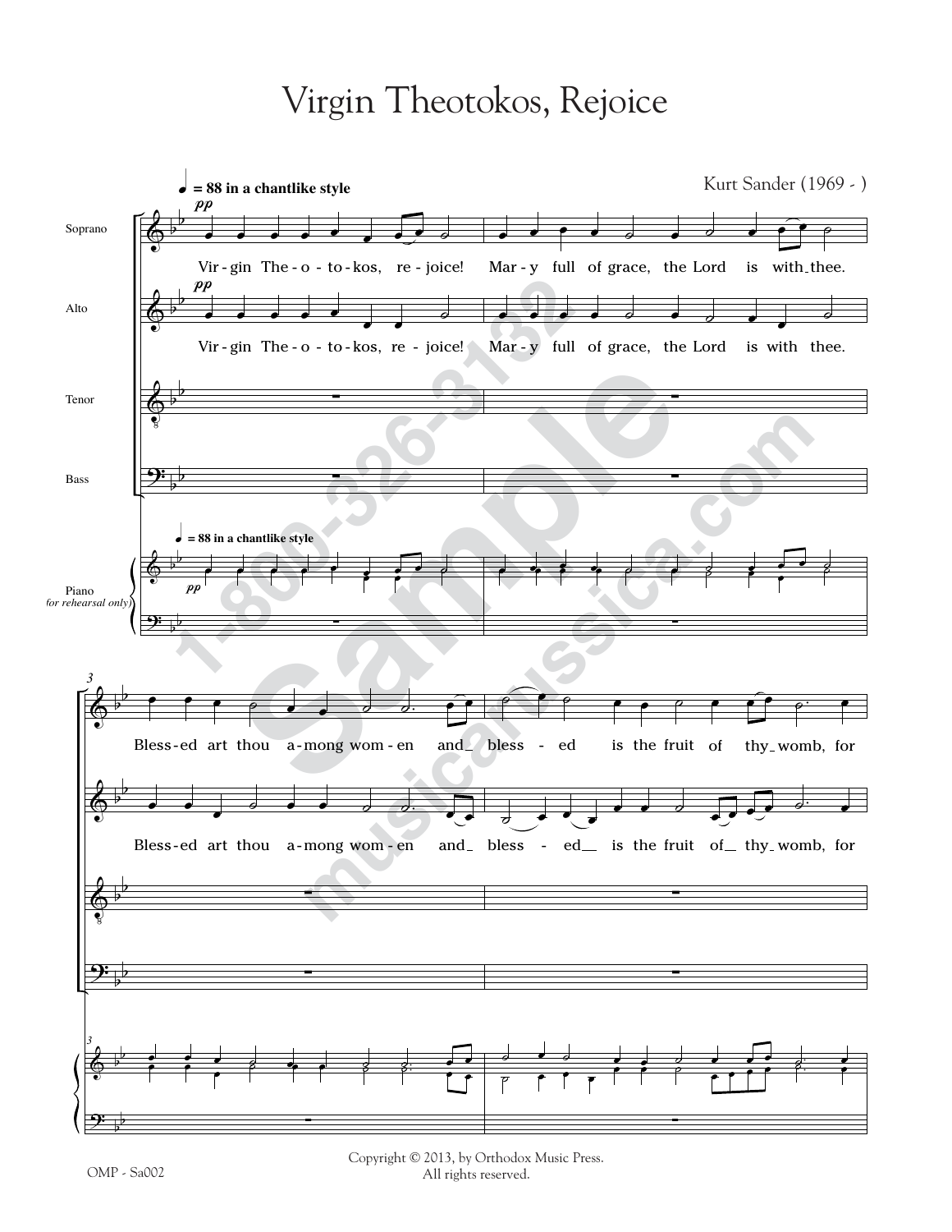# Virgin Theotokos, Rejoice

Kurt Sander (1969 - )

♩ = 88 in a chantlike style

Soprano: Vir-gin The-o-to-kos, re-joice! Mar-y full of grace, the Lord is with thee.

Alto: Vir-gin The-o-to-kos, re-joice! Mar-y full of grace, the Lord is with thee.

Tenor

Bass

Piano (for rehearsal only)

Soprano: Bless-ed art thou a-mong wom-en and bless-ed is the fruit of thy womb, for

Alto: Bless-ed art thou a-mong wom-en and bless-ed is the fruit of thy womb, for

Copyright © 2013, by Orthodox Music Press.
All rights reserved.

OMP - Sa002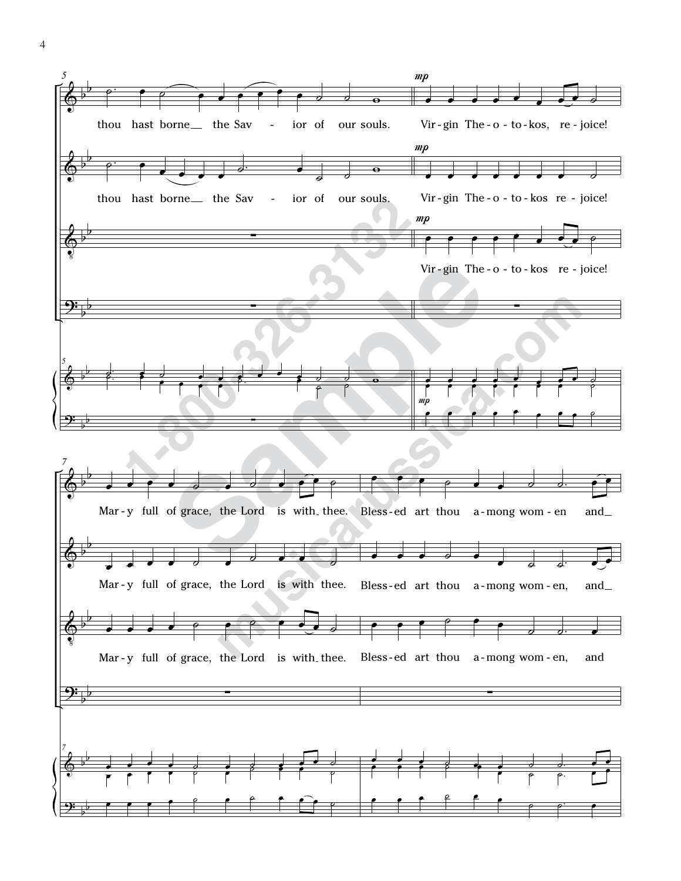thou hast borne the Savior of our souls. *mp* Virgin Theotokos, rejoice!

Mary full of grace, the Lord is with thee. Blessed art thou among women and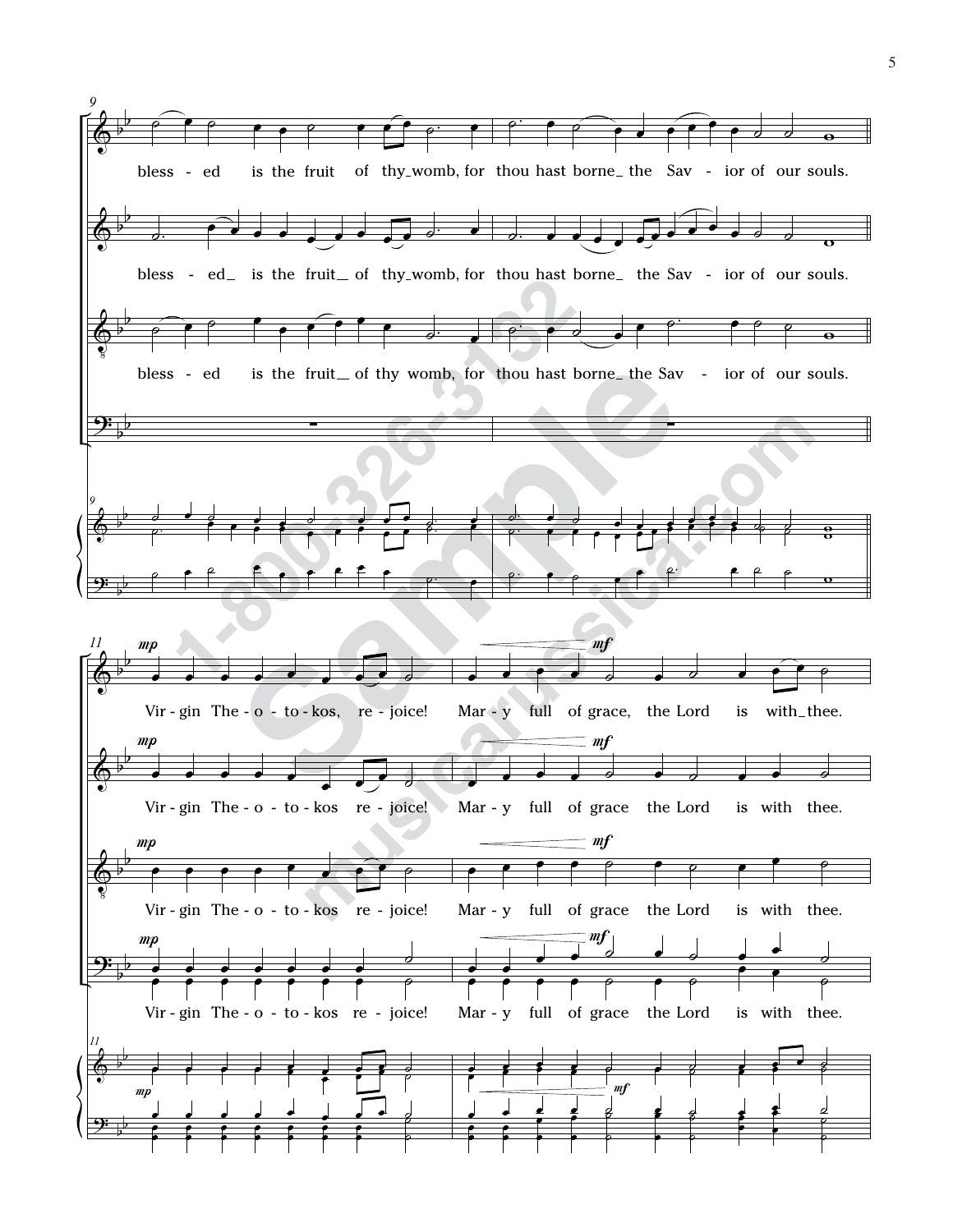9

bless - ed is the fruit of thy_womb, for thou hast borne_ the Sav - ior of our souls.

bless - ed_ is the fruit_ of thy_womb, for thou hast borne_ the Sav - ior of our souls.

bless - ed is the fruit_ of thy womb, for thou hast borne_ the Sav - ior of our souls.

11

*mp* *mf*

Vir - gin The - o - to - kos, re - joice! Mar - y full of grace, the Lord is with_thee.

Vir - gin The - o - to - kos re - joice! Mar - y full of grace the Lord is with thee.

Vir - gin The - o - to - kos re - joice! Mar - y full of grace the Lord is with thee.

Vir - gin The - o - to - kos re - joice! Mar - y full of grace the Lord is with thee.